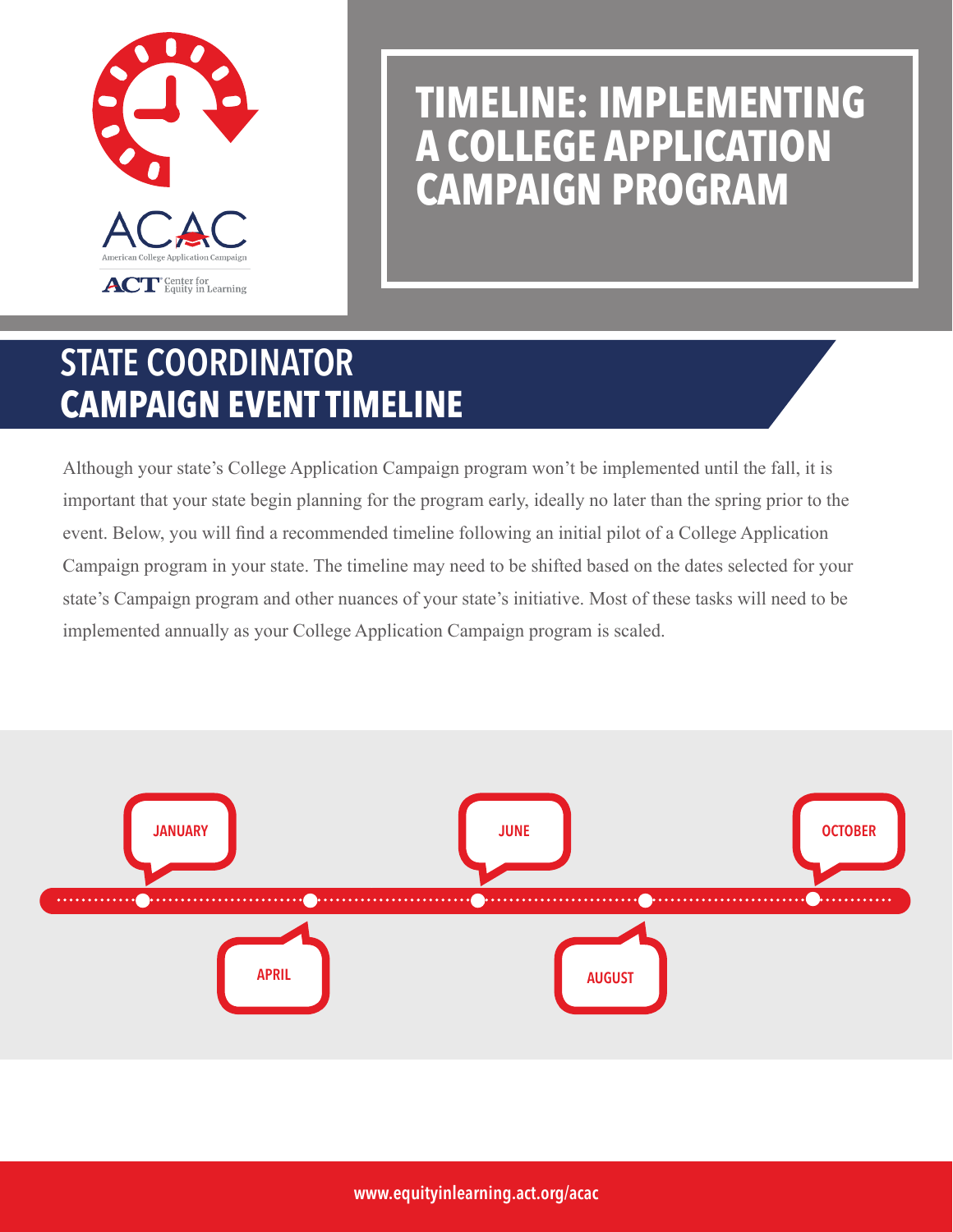ACAC

American College Application Campaign

ACT Center for Equity in Learning

# TIMELINE: IMPLEMENTING A COLLEGE APPLICATION CAMPAIGN PROGRAM

## STATE COORDINATOR CAMPAIGN EVENT TIMELINE

Although your state's College Application Campaign program won't be implemented until the fall, it is important that your state begin planning for the program early, ideally no later than the spring prior to the event. Below, you will find a recommended timeline following an initial pilot of a College Application Campaign program in your state. The timeline may need to be shifted based on the dates selected for your state's Campaign program and other nuances of your state's initiative. Most of these tasks will need to be implemented annually as your College Application Campaign program is scaled.

JANUARY

APRIL

JUNE

AUGUST

OCTOBER

www.equityinlearning.act.org/acac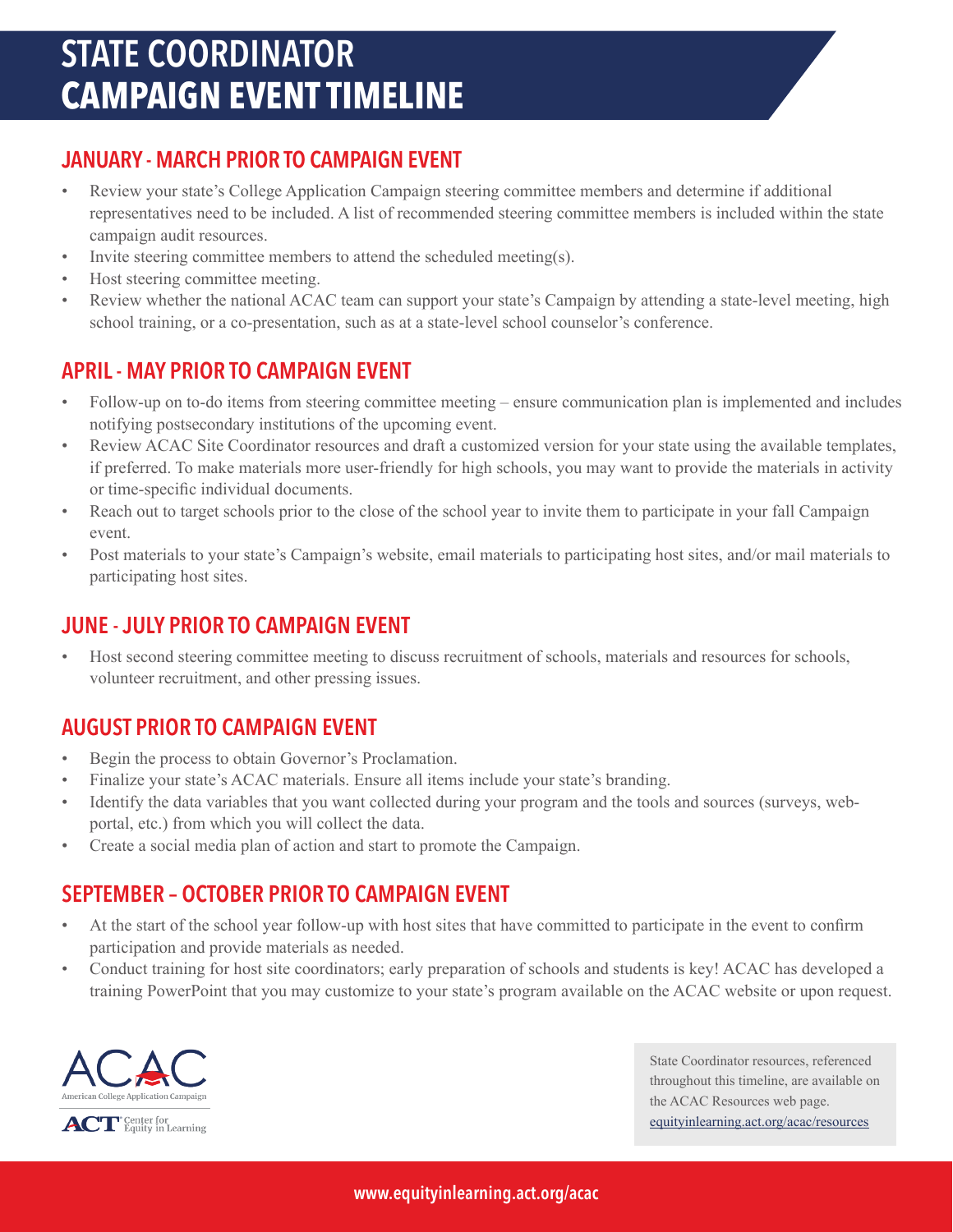# STATE COORDINATOR CAMPAIGN EVENT TIMELINE

## JANUARY - MARCH PRIOR TO CAMPAIGN EVENT

- Review your state's College Application Campaign steering committee members and determine if additional representatives need to be included. A list of recommended steering committee members is included within the state campaign audit resources.
- Invite steering committee members to attend the scheduled meeting(s).
- Host steering committee meeting.
- Review whether the national ACAC team can support your state's Campaign by attending a state-level meeting, high school training, or a co-presentation, such as at a state-level school counselor's conference.

## APRIL - MAY PRIOR TO CAMPAIGN EVENT

- Follow-up on to-do items from steering committee meeting – ensure communication plan is implemented and includes notifying postsecondary institutions of the upcoming event.
- Review ACAC Site Coordinator resources and draft a customized version for your state using the available templates, if preferred. To make materials more user-friendly for high schools, you may want to provide the materials in activity or time-specific individual documents.
- Reach out to target schools prior to the close of the school year to invite them to participate in your fall Campaign event.
- Post materials to your state's Campaign's website, email materials to participating host sites, and/or mail materials to participating host sites.

## JUNE - JULY PRIOR TO CAMPAIGN EVENT

- Host second steering committee meeting to discuss recruitment of schools, materials and resources for schools, volunteer recruitment, and other pressing issues.

## AUGUST PRIOR TO CAMPAIGN EVENT

- Begin the process to obtain Governor's Proclamation.
- Finalize your state's ACAC materials. Ensure all items include your state's branding.
- Identify the data variables that you want collected during your program and the tools and sources (surveys, web-portal, etc.) from which you will collect the data.
- Create a social media plan of action and start to promote the Campaign.

## SEPTEMBER – OCTOBER PRIOR TO CAMPAIGN EVENT

- At the start of the school year follow-up with host sites that have committed to participate in the event to confirm participation and provide materials as needed.
- Conduct training for host site coordinators; early preparation of schools and students is key! ACAC has developed a training PowerPoint that you may customize to your state's program available on the ACAC website or upon request.

ACAC
American College Application Campaign

ACT Center for Equity in Learning

State Coordinator resources, referenced throughout this timeline, are available on the ACAC Resources web page. equityinlearning.act.org/acac/resources

www.equityinlearning.act.org/acac